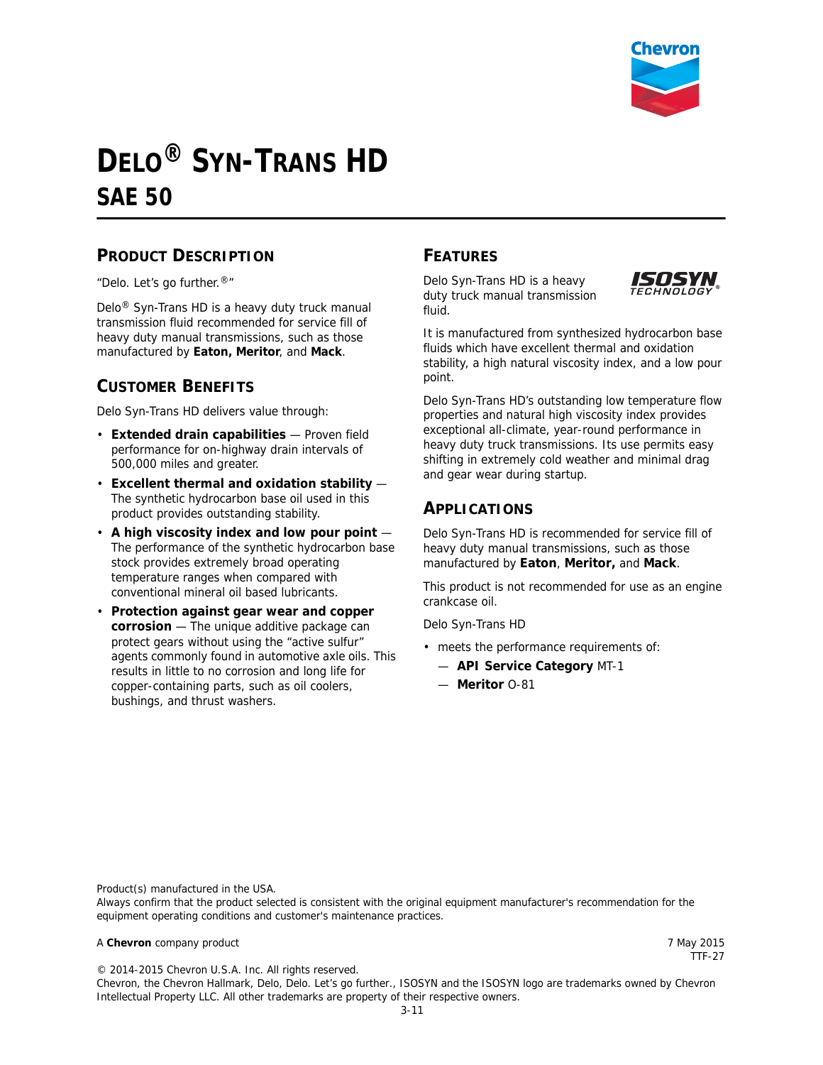# DELO® SYN-TRANS HD

## SAE 50

### PRODUCT DESCRIPTION

"Delo. Let's go further.®"

Delo® Syn-Trans HD is a heavy duty truck manual transmission fluid recommended for service fill of heavy duty manual transmissions, such as those manufactured by **Eaton, Meritor**, and **Mack**.

### CUSTOMER BENEFITS

Delo Syn-Trans HD delivers value through:

- **Extended drain capabilities** — Proven field performance for on-highway drain intervals of 500,000 miles and greater.
- **Excellent thermal and oxidation stability** — The synthetic hydrocarbon base oil used in this product provides outstanding stability.
- **A high viscosity index and low pour point** — The performance of the synthetic hydrocarbon base stock provides extremely broad operating temperature ranges when compared with conventional mineral oil based lubricants.
- **Protection against gear wear and copper corrosion** — The unique additive package can protect gears without using the "active sulfur" agents commonly found in automotive axle oils. This results in little to no corrosion and long life for copper-containing parts, such as oil coolers, bushings, and thrust washers.

### FEATURES

Delo Syn-Trans HD is a heavy duty truck manual transmission fluid.

It is manufactured from synthesized hydrocarbon base fluids which have excellent thermal and oxidation stability, a high natural viscosity index, and a low pour point.

Delo Syn-Trans HD's outstanding low temperature flow properties and natural high viscosity index provides exceptional all-climate, year-round performance in heavy duty truck transmissions. Its use permits easy shifting in extremely cold weather and minimal drag and gear wear during startup.

### APPLICATIONS

Delo Syn-Trans HD is recommended for service fill of heavy duty manual transmissions, such as those manufactured by **Eaton**, **Meritor,** and **Mack**.

This product is not recommended for use as an engine crankcase oil.

Delo Syn-Trans HD

- meets the performance requirements of:
  - **API Service Category** MT-1
  - **Meritor** O-81

Product(s) manufactured in the USA.
Always confirm that the product selected is consistent with the original equipment manufacturer's recommendation for the equipment operating conditions and customer's maintenance practices.

A **Chevron** company product

7 May 2015
TTF-27

© 2014-2015 Chevron U.S.A. Inc. All rights reserved.
Chevron, the Chevron Hallmark, Delo, Delo. Let's go further., ISOSYN and the ISOSYN logo are trademarks owned by Chevron Intellectual Property LLC. All other trademarks are property of their respective owners.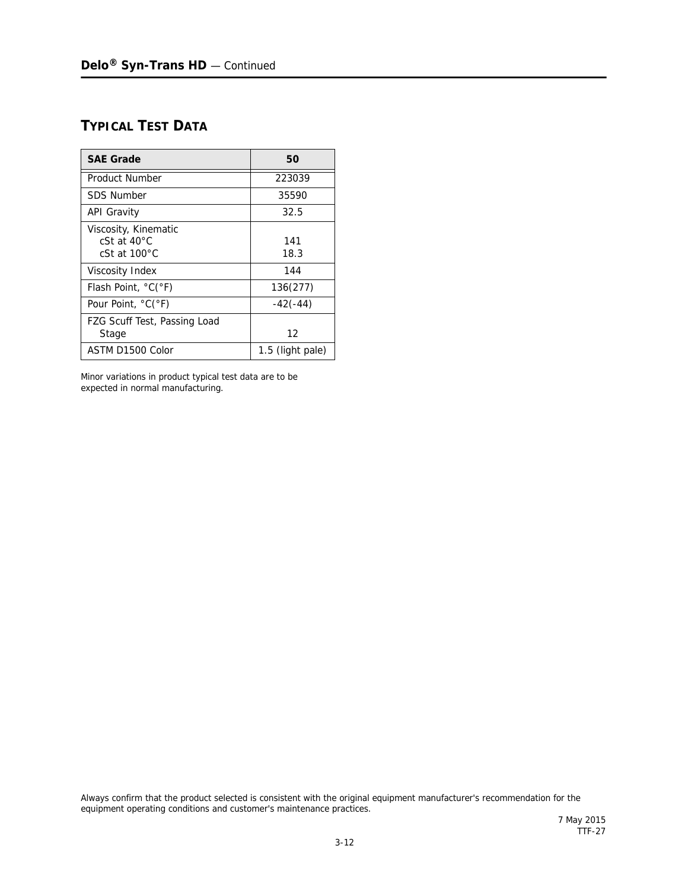## TYPICAL TEST DATA

| SAE Grade | 50 |
|---|---|
| Product Number | 223039 |
| SDS Number | 35590 |
| API Gravity | 32.5 |
| Viscosity, Kinematic<br>cSt at 40°C<br>cSt at 100°C | <br>141<br>18.3 |
| Viscosity Index | 144 |
| Flash Point, °C(°F) | 136(277) |
| Pour Point, °C(°F) | -42(-44) |
| FZG Scuff Test, Passing Load Stage | 12 |
| ASTM D1500 Color | 1.5 (light pale) |

Minor variations in product typical test data are to be expected in normal manufacturing.

Always confirm that the product selected is consistent with the original equipment manufacturer's recommendation for the equipment operating conditions and customer's maintenance practices.

7 May 2015
TTF-27